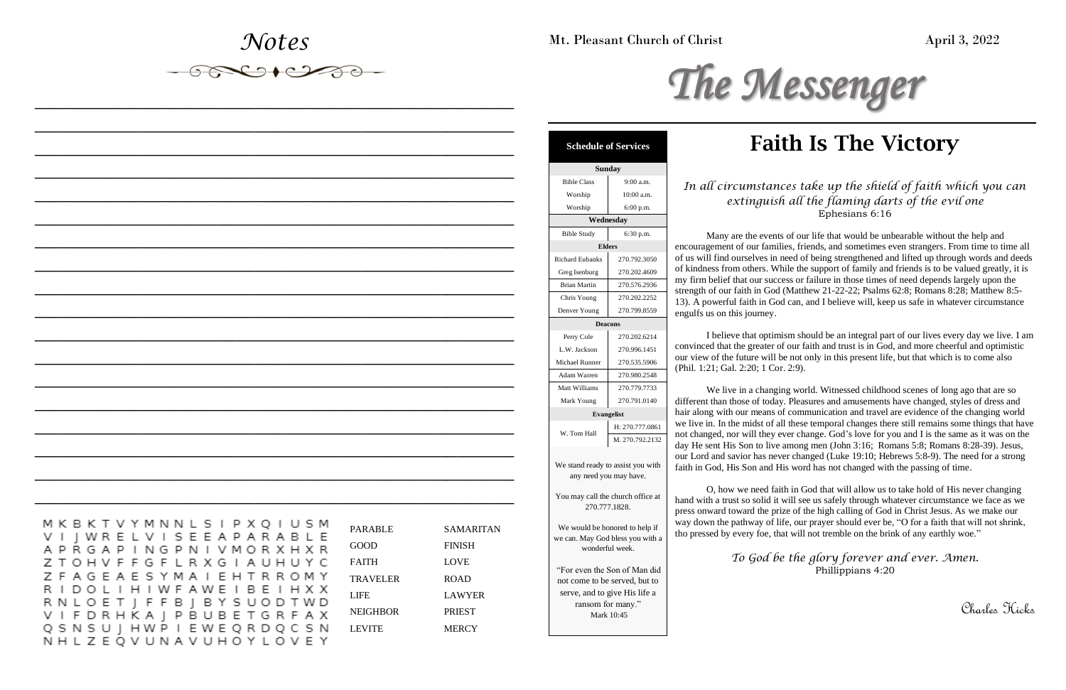# Notes

| | | | | | | | | | | | | | | | | | | |
|---|---|---|---|---|---|---|---|---|---|---|---|---|---|---|---|---|---|---|
| M | K | B | K | T | V | Y | M | N | N | L | S | I | P | X | Q | I | U | S | M |
| V | I | J | W | R | E | L | V | I | S | E | E | A | P | A | R | A | B | L | E |
| A | P | R | G | A | P | I | N | G | P | N | I | V | M | O | R | X | H | X | R |
| Z | T | O | H | V | F | F | G | F | L | R | X | G | I | A | U | H | U | Y | C |
| Z | F | A | G | E | A | E | S | Y | M | A | I | E | H | T | R | R | O | M | Y |
| R | I | D | O | L | I | H | I | W | F | A | W | E | I | B | E | I | H | X | X |
| R | N | L | O | E | T | J | F | F | B | J | B | Y | S | U | O | D | T | W | D |
| V | I | F | D | R | H | K | A | J | P | B | U | B | E | T | G | R | F | A | X |
| Q | S | N | S | U | J | H | W | P | I | E | W | E | Q | R | D | Q | C | S | N |
| N | H | L | Z | E | Q | V | U | N | A | V | U | H | O | Y | L | O | V | E | Y |

| | |
|---|---|
| PARABLE | SAMARITAN |
| GOOD | FINISH |
| FAITH | LOVE |
| TRAVELER | ROAD |
| LIFE | LAWYER |
| NEIGHBOR | PRIEST |
| LEVITE | MERCY |

Mt. Pleasant Church of Christ

April 3, 2022

# The Messenger

| Schedule of Services | |
|---|---|
| **Sunday** | |
| Bible Class | 9:00 a.m. |
| Worship | 10:00 a.m. |
| Worship | 6:00 p.m. |
| **Wednesday** | |
| Bible Study | 6:30 p.m. |
| **Elders** | |
| Richard Eubanks | 270.792.3050 |
| Greg Isenburg | 270.202.4609 |
| Brian Martin | 270.576.2936 |
| Chris Young | 270.202.2252 |
| Denver Young | 270.799.8559 |
| **Deacons** | |
| Perry Cole | 270.202.6214 |
| L.W. Jackson | 270.996.1451 |
| Michael Runner | 270.535.5906 |
| Adam Warren | 270.980.2548 |
| Matt Williams | 270.779.7733 |
| Mark Young | 270.791.0140 |
| **Evangelist** | |
| W. Tom Hall | H: 270.777.0861 |
| | M. 270.792.2132 |

We stand ready to assist you with any need you may have.

You may call the church office at 270.777.1828.

We would be honored to help if we can. May God bless you with a wonderful week.

"For even the Son of Man did not come to be served, but to serve, and to give His life a ransom for many."
Mark 10:45

## Faith Is The Victory

*In all circumstances take up the shield of faith which you can extinguish all the flaming darts of the evil one*
Ephesians 6:16

Many are the events of our life that would be unbearable without the help and encouragement of our families, friends, and sometimes even strangers. From time to time all of us will find ourselves in need of being strengthened and lifted up through words and deeds of kindness from others. While the support of family and friends is to be valued greatly, it is my firm belief that our success or failure in those times of need depends largely upon the strength of our faith in God (Matthew 21-22-22; Psalms 62:8; Romans 8:28; Matthew 8:5-13). A powerful faith in God can, and I believe will, keep us safe in whatever circumstance engulfs us on this journey.

I believe that optimism should be an integral part of our lives every day we live. I am convinced that the greater of our faith and trust is in God, and more cheerful and optimistic our view of the future will be not only in this present life, but that which is to come also (Phil. 1:21; Gal. 2:20; 1 Cor. 2:9).

We live in a changing world. Witnessed childhood scenes of long ago that are so different than those of today. Pleasures and amusements have changed, styles of dress and hair along with our means of communication and travel are evidence of the changing world we live in. In the midst of all these temporal changes there still remains some things that have not changed, nor will they ever change. God's love for you and I is the same as it was on the day He sent His Son to live among men (John 3:16; Romans 5:8; Romans 8:28-39). Jesus, our Lord and savior has never changed (Luke 19:10; Hebrews 5:8-9). The need for a strong faith in God, His Son and His word has not changed with the passing of time.

O, how we need faith in God that will allow us to take hold of His never changing hand with a trust so solid it will see us safely through whatever circumstance we face as we press onward toward the prize of the high calling of God in Christ Jesus. As we make our way down the pathway of life, our prayer should ever be, "O for a faith that will not shrink, tho pressed by every foe, that will not tremble on the brink of any earthly woe."

*To God be the glory forever and ever. Amen.*
Phillippians 4:20

Charles Hicks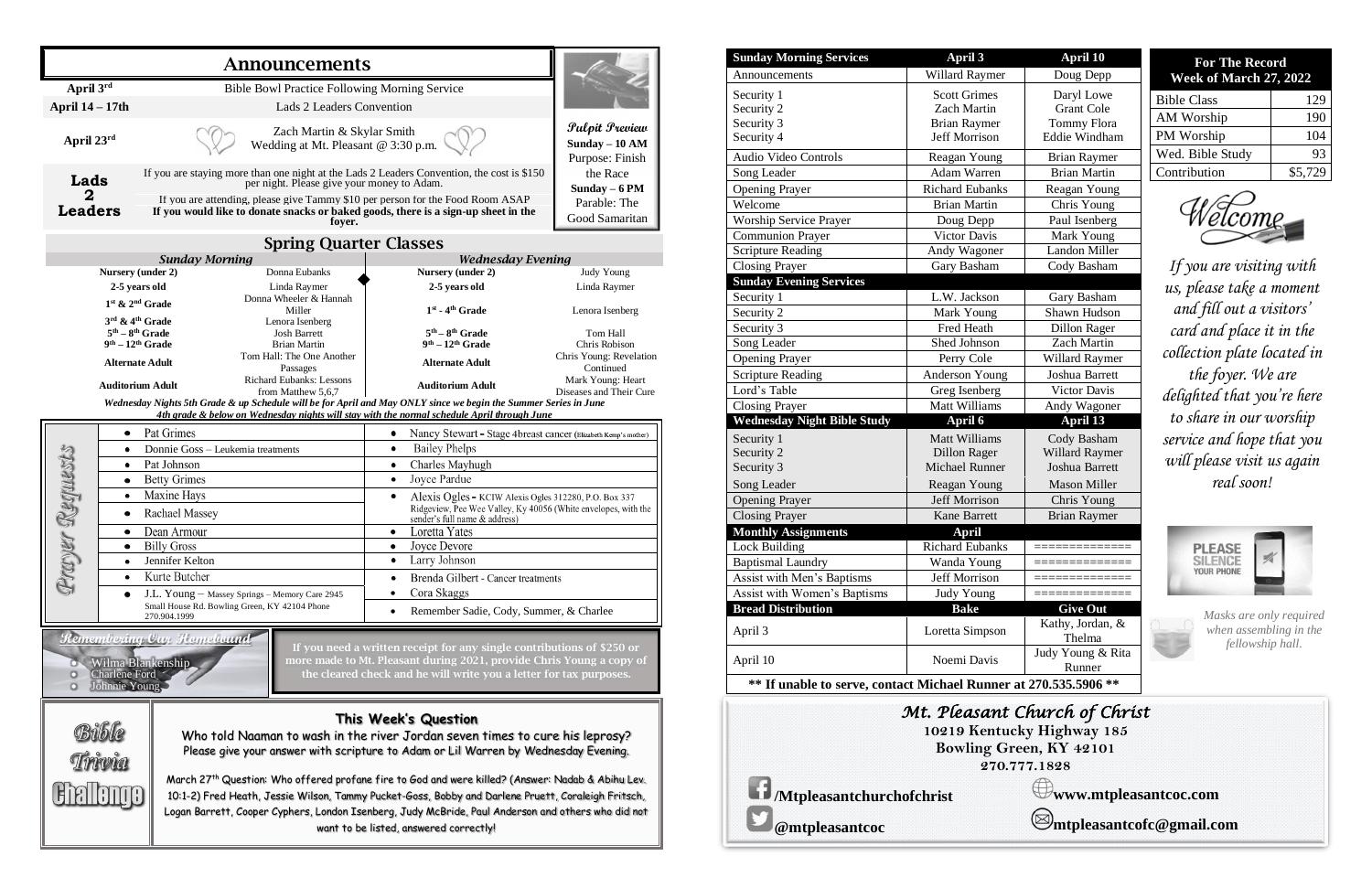# Announcements

| | |
|---|---|
| April 3rd | Bible Bowl Practice Following Morning Service |
| April 14 – 17th | Lads 2 Leaders Convention |
| April 23rd | Zach Martin & Skylar Smith Wedding at Mt. Pleasant @ 3:30 p.m. |

**Pulpit Preview**

**Sunday – 10 AM** Purpose: Finish the Race

**Sunday – 6 PM** Parable: The Good Samaritan

**Lads 2 Leaders**

If you are staying more than one night at the Lads 2 Leaders Convention, the cost is $150 per night. Please give your money to Adam.

If you are attending, please give Tammy $10 per person for the Food Room ASAP

**If you would like to donate snacks or baked goods, there is a sign-up sheet in the foyer.**

## Spring Quarter Classes

| *Sunday Morning* | | *Wednesday Evening* | |
|---|---|---|---|
| Nursery (under 2) | Donna Eubanks | Nursery (under 2) | Judy Young |
| 2-5 years old | Linda Raymer | 2-5 years old | Linda Raymer |
| 1st & 2nd Grade | Donna Wheeler & Hannah Miller | 1st - 4th Grade | Lenora Isenberg |
| 3rd & 4th Grade | Lenora Isenberg | | |
| 5th – 8th Grade | Josh Barrett | 5th – 8th Grade | Tom Hall |
| 9th – 12th Grade | Brian Martin | 9th – 12th Grade | Chris Robison |
| Alternate Adult | Tom Hall: The One Another Passages | Alternate Adult | Chris Young: Revelation Continued |
| Auditorium Adult | Richard Eubanks: Lessons from Matthew 5,6,7 | Auditorium Adult | Mark Young: Heart Diseases and Their Cure |

*Wednesday Nights 5th Grade & up Schedule will be for April and May ONLY since we begin the Summer Series in June 4th grade & below on Wednesday nights will stay with the normal schedule April through June*

## Prayer Requests

- Pat Grimes
- Donnie Goss – Leukemia treatments
- Pat Johnson
- Betty Grimes
- Maxine Hays
- Rachael Massey
- Dean Armour
- Billy Gross
- Jennifer Kelton
- Kurte Butcher
- J.L. Young – Massey Springs – Memory Care 2945 Small House Rd. Bowling Green, KY 42104 Phone 270.904.1999
- Nancy Stewart - Stage 4breast cancer (Elizabeth Kemp's mother)
- Bailey Phelps
- Charles Mayhugh
- Joyce Pardue
- Alexis Ogles - KCIW Alexis Ogles 312280, P.O. Box 337 Ridgeview, Pee Wee Valley, Ky 40056 (White envelopes, with the sender's full name & address)
- Loretta Yates
- Joyce Devore
- Larry Johnson
- Brenda Gilbert - Cancer treatments
- Cora Skaggs
- Remember Sadie, Cody, Summer, & Charlee

## Remembering Our Homebound

- Wilma Blankenship
- Charlene Ford
- Johnnie Young

**If you need a written receipt for any single contributions of $250 or more made to Mt. Pleasant during 2021, provide Chris Young a copy of the cleared check and he will write you a letter for tax purposes.**

## Bible Trivia Challenge

### This Week's Question

Who told Naaman to wash in the river Jordan seven times to cure his leprosy? Please give your answer with scripture to Adam or Lil Warren by Wednesday Evening.

March 27th Question: Who offered profane fire to God and were killed? (Answer: Nadab & Abihu Lev. 10:1-2) Fred Heath, Jessie Wilson, Tammy Pucket-Goss, Bobby and Darlene Pruett, Coraleigh Fritsch, Logan Barrett, Cooper Cyphers, London Isenberg, Judy McBride, Paul Anderson and others who did not want to be listed, answered correctly!

| Sunday Morning Services | April 3 | April 10 |
|---|---|---|
| Announcements | Willard Raymer | Doug Depp |
| Security 1 | Scott Grimes | Daryl Lowe |
| Security 2 | Zach Martin | Grant Cole |
| Security 3 | Brian Raymer | Tommy Flora |
| Security 4 | Jeff Morrison | Eddie Windham |
| Audio Video Controls | Reagan Young | Brian Raymer |
| Song Leader | Adam Warren | Brian Martin |
| Opening Prayer | Richard Eubanks | Reagan Young |
| Welcome | Brian Martin | Chris Young |
| Worship Service Prayer | Doug Depp | Paul Isenberg |
| Communion Prayer | Victor Davis | Mark Young |
| Scripture Reading | Andy Wagoner | Landon Miller |
| Closing Prayer | Gary Basham | Cody Basham |
| **Sunday Evening Services** | | |
| Security 1 | L.W. Jackson | Gary Basham |
| Security 2 | Mark Young | Shawn Hudson |
| Security 3 | Fred Heath | Dillon Rager |
| Song Leader | Shed Johnson | Zach Martin |
| Opening Prayer | Perry Cole | Willard Raymer |
| Scripture Reading | Anderson Young | Joshua Barrett |
| Lord's Table | Greg Isenberg | Victor Davis |
| Closing Prayer | Matt Williams | Andy Wagoner |
| **Wednesday Night Bible Study** | **April 6** | **April 13** |
| Security 1 | Matt Williams | Cody Basham |
| Security 2 | Dillon Rager | Willard Raymer |
| Security 3 | Michael Runner | Joshua Barrett |
| Song Leader | Reagan Young | Mason Miller |
| Opening Prayer | Jeff Morrison | Chris Young |
| Closing Prayer | Kane Barrett | Brian Raymer |
| **Monthly Assignments** | **April** | |
| Lock Building | Richard Eubanks | ============ |
| Baptismal Laundry | Wanda Young | ============ |
| Assist with Men's Baptisms | Jeff Morrison | ============ |
| Assist with Women's Baptisms | Judy Young | ============ |
| **Bread Distribution** | **Bake** | **Give Out** |
| April 3 | Loretta Simpson | Kathy, Jordan, & Thelma |
| April 10 | Noemi Davis | Judy Young & Rita Runner |

**\*\* If unable to serve, contact Michael Runner at 270.535.5906 \*\***

| For The Record Week of March 27, 2022 | |
|---|---|
| Bible Class | 129 |
| AM Worship | 190 |
| PM Worship | 104 |
| Wed. Bible Study | 93 |
| Contribution | $5,729 |

*Welcome*

*If you are visiting with us, please take a moment and fill out a visitors' card and place it in the collection plate located in the foyer. We are delighted that you're here to share in our worship service and hope that you will please visit us again real soon!*

PLEASE SILENCE YOUR PHONE

*Masks are only required when assembling in the fellowship hall.*

## Mt. Pleasant Church of Christ

**10219 Kentucky Highway 185**
**Bowling Green, KY 42101**
**270.777.1828**

**/Mtpleasantchurchofchrist**

**@mtpleasantcoc**

**www.mtpleasantcoc.com**

**mtpleasantcofc@gmail.com**